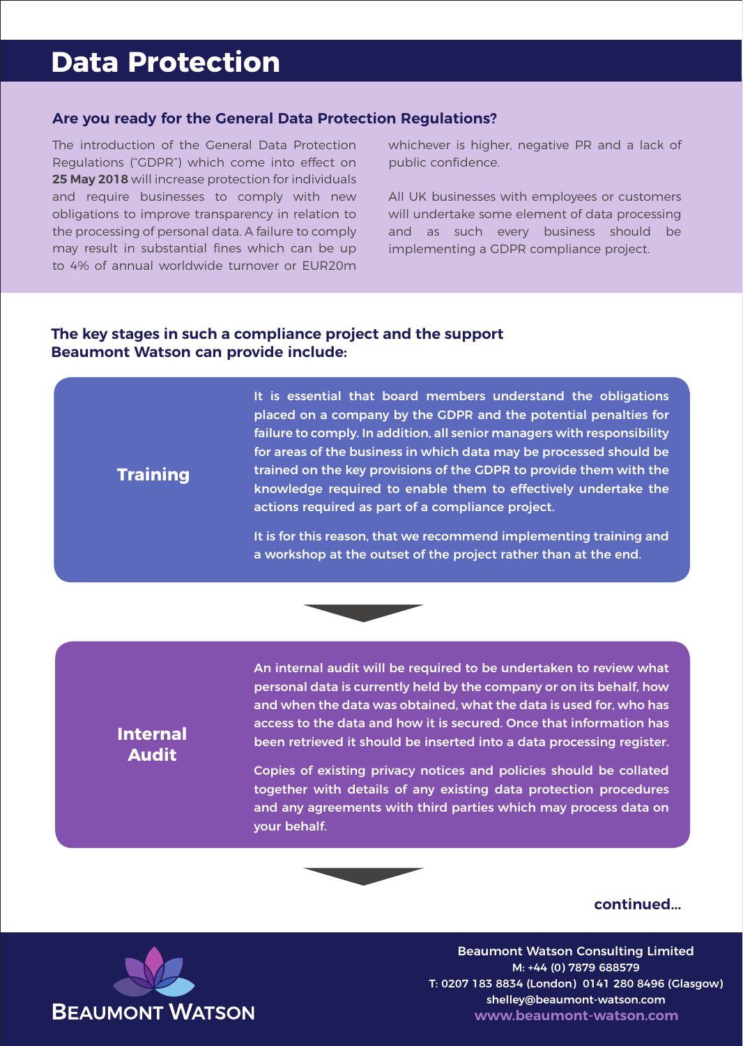# Data Protection

## Are you ready for the General Data Protection Regulations?

The introduction of the General Data Protection Regulations ("GDPR") which come into effect on **25 May 2018** will increase protection for individuals and require businesses to comply with new obligations to improve transparency in relation to the processing of personal data. A failure to comply may result in substantial fines which can be up to 4% of annual worldwide turnover or EUR20m whichever is higher, negative PR and a lack of public confidence.

All UK businesses with employees or customers will undertake some element of data processing and as such every business should be implementing a GDPR compliance project.

## The key stages in such a compliance project and the support Beaumont Watson can provide include:

### Training

It is essential that board members understand the obligations placed on a company by the GDPR and the potential penalties for failure to comply. In addition, all senior managers with responsibility for areas of the business in which data may be processed should be trained on the key provisions of the GDPR to provide them with the knowledge required to enable them to effectively undertake the actions required as part of a compliance project.

It is for this reason, that we recommend implementing training and a workshop at the outset of the project rather than at the end.

### Internal Audit

An internal audit will be required to be undertaken to review what personal data is currently held by the company or on its behalf, how and when the data was obtained, what the data is used for, who has access to the data and how it is secured. Once that information has been retrieved it should be inserted into a data processing register.

Copies of existing privacy notices and policies should be collated together with details of any existing data protection procedures and any agreements with third parties which may process data on your behalf.

**continued...**

BEAUMONT WATSON

Beaumont Watson Consulting Limited
M: +44 (0) 7879 688579
T: 0207 183 8834 (London) 0141 280 8496 (Glasgow)
shelley@beaumont-watson.com
www.beaumont-watson.com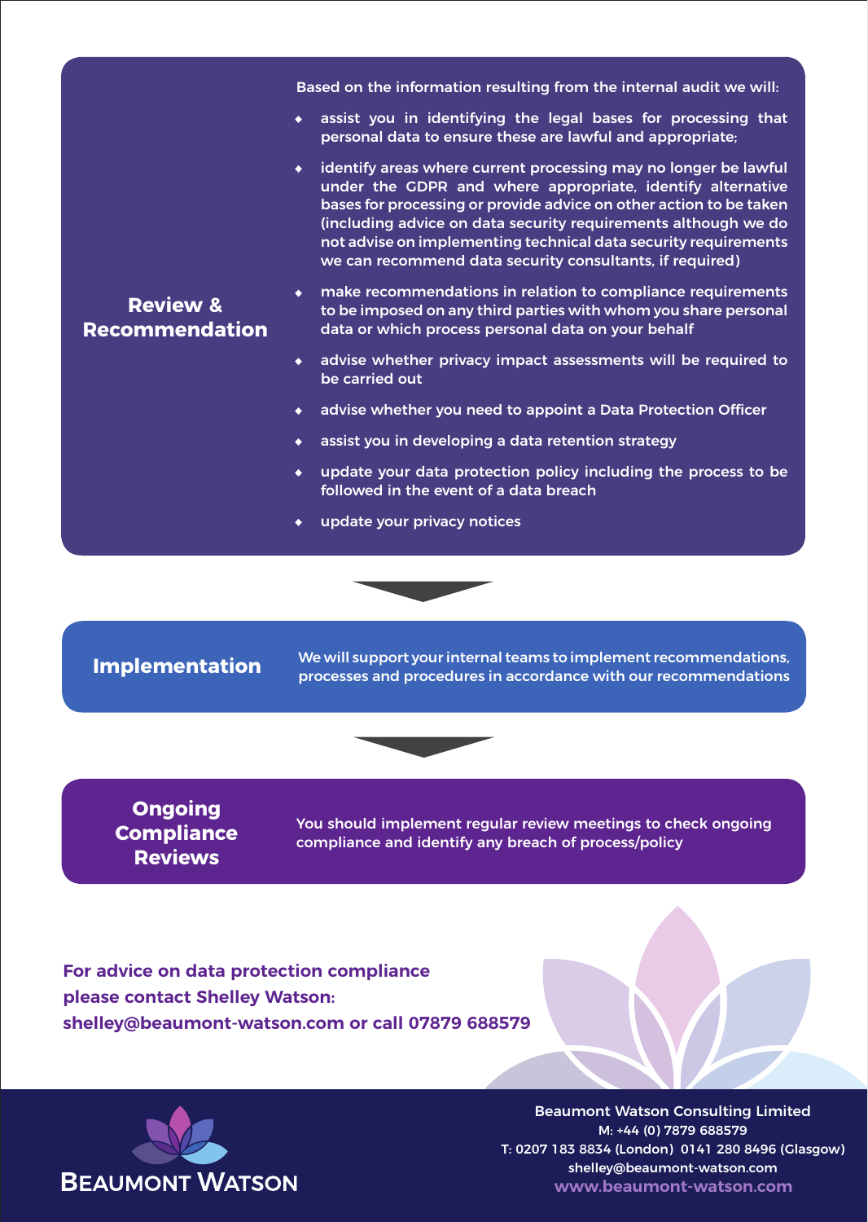## Review & Recommendation

Based on the information resulting from the internal audit we will:

- assist you in identifying the legal bases for processing that personal data to ensure these are lawful and appropriate;
- identify areas where current processing may no longer be lawful under the GDPR and where appropriate, identify alternative bases for processing or provide advice on other action to be taken (including advice on data security requirements although we do not advise on implementing technical data security requirements we can recommend data security consultants, if required)
- make recommendations in relation to compliance requirements to be imposed on any third parties with whom you share personal data or which process personal data on your behalf
- advise whether privacy impact assessments will be required to be carried out
- advise whether you need to appoint a Data Protection Officer
- assist you in developing a data retention strategy
- update your data protection policy including the process to be followed in the event of a data breach
- update your privacy notices

## Implementation

We will support your internal teams to implement recommendations, processes and procedures in accordance with our recommendations

## Ongoing Compliance Reviews

You should implement regular review meetings to check ongoing compliance and identify any breach of process/policy

**For advice on data protection compliance please contact Shelley Watson: shelley@beaumont-watson.com or call 07879 688579**

BEAUMONT WATSON

Beaumont Watson Consulting Limited
M: +44 (0) 7879 688579
T: 0207 183 8834 (London) 0141 280 8496 (Glasgow)
shelley@beaumont-watson.com
www.beaumont-watson.com